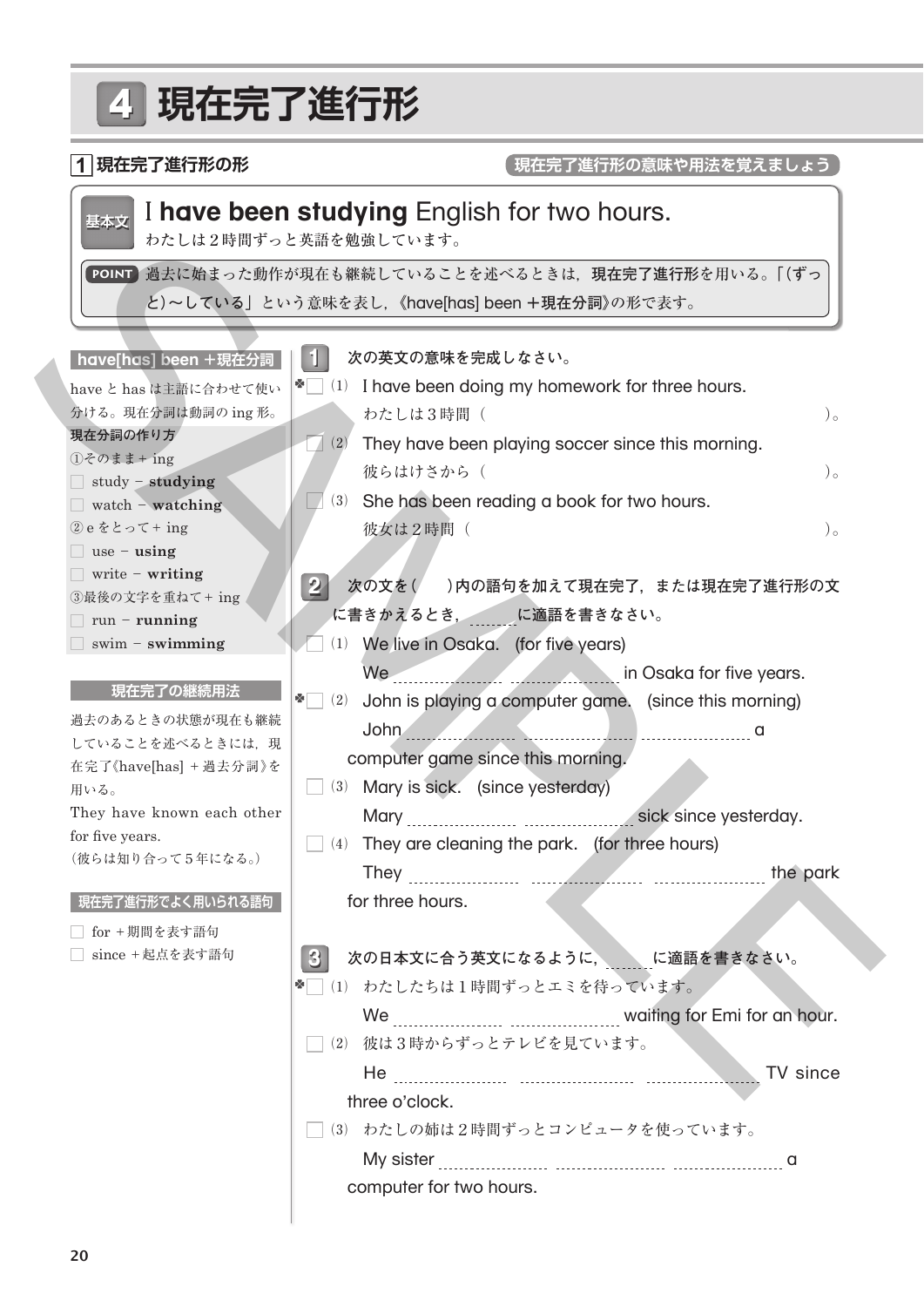# 4 現在完了進行形

## 1 現在完了進行形の形

現在完了進行形の意味や用法を覚えましょう

**基本文** I **have been studying** English for two hours.
わたしは２時間ずっと英語を勉強しています。

**POINT** 過去に始まった動作が現在も継続していることを述べるときは，**現在完了進行形**を用いる。「（ずっと）〜している」という意味を表し，《have[has] been ＋現在分詞》の形で表す。

### have[has] been ＋現在分詞

have と has は主語に合わせて使い分ける。現在分詞は動詞の ing 形。

**現在分詞の作り方**

①そのまま＋ ing
- study － **studying**
- watch － **watching**

② e をとって＋ ing
- use － **using**
- write － **writing**

③最後の文字を重ねて＋ ing
- run － **running**
- swim － **swimming**

### 現在完了の継続用法

過去のあるときの状態が現在も継続していることを述べるときには，現在完了《have[has] ＋過去分詞》を用いる。

They have known each other for five years.
（彼らは知り合って５年になる。）

### 現在完了進行形でよく用いられる語句

- for ＋期間を表す語句
- since ＋起点を表す語句

---

**1** 次の英文の意味を完成しなさい。

(1) I have been doing my homework for three hours.
わたしは３時間（　　　　　　　　　　　　　　　　　）。

(2) They have been playing soccer since this morning.
彼らはけさから（　　　　　　　　　　　　　　　　　）。

(3) She has been reading a book for two hours.
彼女は２時間（　　　　　　　　　　　　　　　　　）。

**2** 次の文を（　）内の語句を加えて現在完了，または現在完了進行形の文に書きかえるとき，＿＿に適語を書きなさい。

(1) We live in Osaka. (for five years)
We ＿＿＿＿ ＿＿＿＿ in Osaka for five years.

(2) John is playing a computer game. (since this morning)
John ＿＿＿＿ ＿＿＿＿ ＿＿＿＿ a computer game since this morning.

(3) Mary is sick. (since yesterday)
Mary ＿＿＿＿ ＿＿＿＿ sick since yesterday.

(4) They are cleaning the park. (for three hours)
They ＿＿＿＿ ＿＿＿＿ ＿＿＿＿ the park for three hours.

**3** 次の日本文に合う英文になるように，＿＿に適語を書きなさい。

(1) わたしたちは１時間ずっとエミを待っています。
We ＿＿＿＿ ＿＿＿＿ waiting for Emi for an hour.

(2) 彼は３時からずっとテレビを見ています。
He ＿＿＿＿ ＿＿＿＿ ＿＿＿＿ TV since three o'clock.

(3) わたしの姉は２時間ずっとコンピュータを使っています。
My sister ＿＿＿＿ ＿＿＿＿ ＿＿＿＿ a computer for two hours.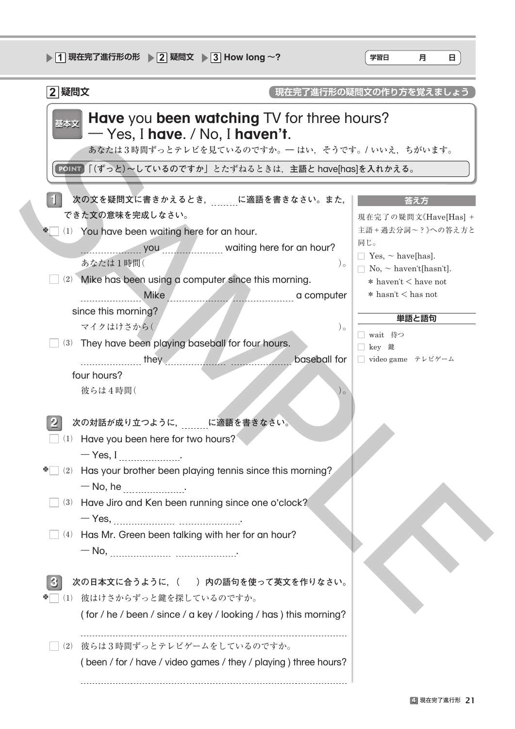▶ 1 現在完了進行形の形 ▶ 2 疑問文 ▶ 3 How long ～?

学習日　　月　　日

## 2 疑問文

現在完了進行形の疑問文の作り方を覚えましょう

**基本文**

**Have** you **been watching** TV for three hours?
— Yes, I **have**. / No, I **haven't**.

あなたは３時間ずっとテレビを見ているのですか。— はい，そうです。/ いいえ，ちがいます。

POINT 「(ずっと)～しているのですか」とたずねるときは，**主語と have[has]を入れかえる。**

### 1 次の文を疑問文に書きかえるとき，＿＿に適語を書きなさい。また，できた文の意味を完成しなさい。

(1) You have been waiting here for an hour.
＿＿＿＿ you ＿＿＿＿ waiting here for an hour?
あなたは１時間（　　　　　　　　　　　　　　）。

(2) Mike has been using a computer since this morning.
＿＿＿＿ Mike ＿＿＿＿ ＿＿＿＿ a computer since this morning?
マイクはけさから（　　　　　　　　　　　　　　）。

(3) They have been playing baseball for four hours.
＿＿＿＿ they ＿＿＿＿ ＿＿＿＿ baseball for four hours?
彼らは４時間（　　　　　　　　　　　　　　）。

### 2 次の対話が成り立つように，＿＿に適語を書きなさい。

(1) Have you been here for two hours?
— Yes, I ＿＿＿＿.

(2) Has your brother been playing tennis since this morning?
— No, he ＿＿＿＿.

(3) Have Jiro and Ken been running since one o'clock?
— Yes, ＿＿＿＿ ＿＿＿＿.

(4) Has Mr. Green been talking with her for an hour?
— No, ＿＿＿＿ ＿＿＿＿.

### 3 次の日本文に合うように，(　) 内の語句を使って英文を作りなさい。

(1) 彼はけさからずっと鍵を探しているのですか。
( for / he / been / since / a key / looking / has ) this morning?

＿＿＿＿＿＿＿＿＿＿＿＿＿＿＿＿＿＿＿＿

(2) 彼らは３時間ずっとテレビゲームをしているのですか。
( been / for / have / video games / they / playing ) three hours?

＿＿＿＿＿＿＿＿＿＿＿＿＿＿＿＿＿＿＿＿

---

**答え方**

現在完了の疑問文《Have[Has] + 主語 + 過去分詞～?》への答え方と同じ。

- Yes, ～ have[has].
- No, ～ haven't[hasn't].
  - * haven't < have not
  - * hasn't < has not

**単語と語句**

- wait　待つ
- key　鍵
- video game　テレビゲーム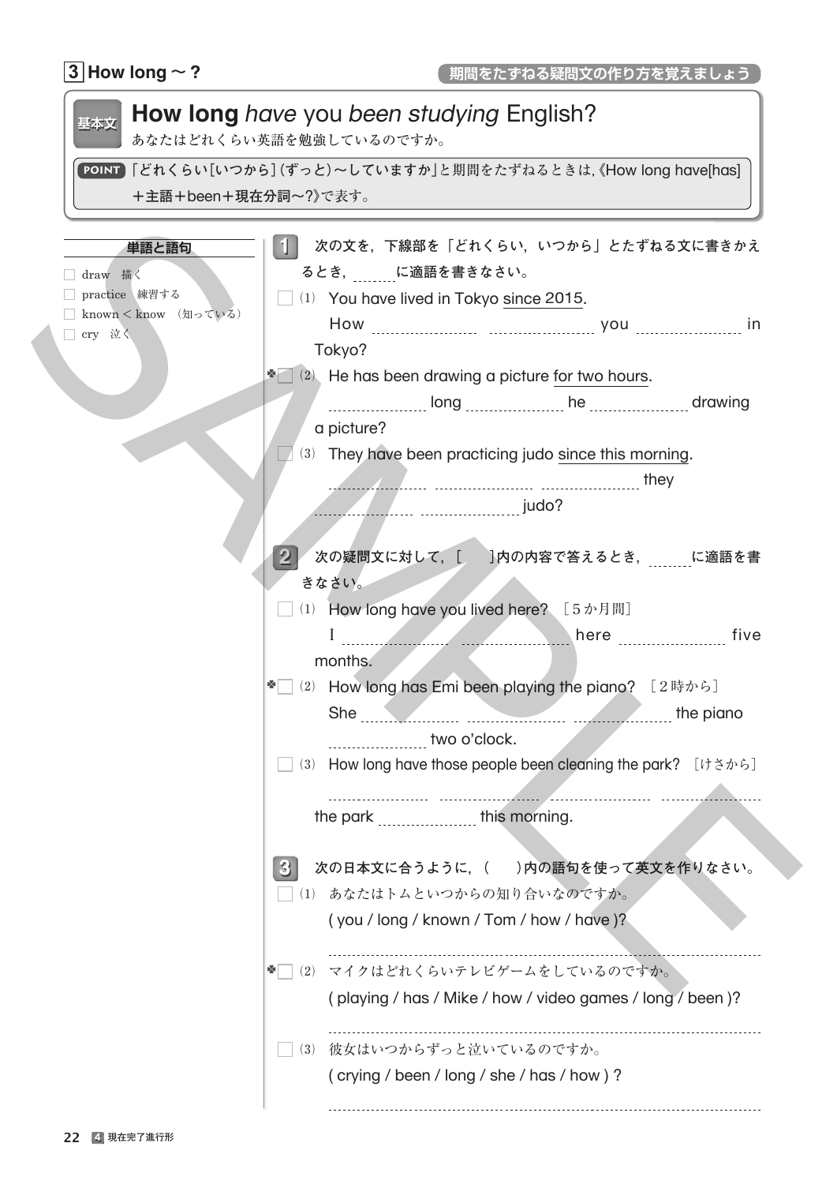## 3 How long ～？

期間をたずねる疑問文の作り方を覚えましょう

**基本文** **How long** *have* you *been studying* English?

あなたはどれくらい英語を勉強しているのですか。

**POINT** 「どれくらい[いつから]（ずっと）～していますか」と期間をたずねるときは,《How long have[has]＋主語＋been＋現在分詞～?》で表す。

---

**単語と語句**

- □ draw　描く
- □ practice　練習する
- □ known < know　（知っている）
- □ cry　泣く

---

**1** 次の文を，下線部を「どれくらい，いつから」とたずねる文に書きかえるとき，＿＿＿に適語を書きなさい。

□ (1) You have lived in Tokyo <u>since 2015</u>.
How ＿＿＿＿ ＿＿＿＿ you ＿＿＿＿ in Tokyo?

✽□ (2) He has been drawing a picture <u>for two hours</u>.
＿＿＿＿ long ＿＿＿＿ he ＿＿＿＿ drawing a picture?

□ (3) They have been practicing judo <u>since this morning</u>.
＿＿＿＿ ＿＿＿＿ ＿＿＿＿ they ＿＿＿＿ ＿＿＿＿ judo?

**2** 次の疑問文に対して，［　］内の内容で答えるとき，＿＿＿に適語を書きなさい。

□ (1) How long have you lived here?　［5か月間］
I ＿＿＿＿ ＿＿＿＿ here ＿＿＿＿ five months.

✽□ (2) How long has Emi been playing the piano?　［2時から］
She ＿＿＿＿ ＿＿＿＿ ＿＿＿＿ the piano ＿＿＿＿ two o'clock.

□ (3) How long have those people been cleaning the park?　［けさから］
＿＿＿＿ ＿＿＿＿ ＿＿＿＿ ＿＿＿＿ the park ＿＿＿＿ this morning.

**3** 次の日本文に合うように，（　）内の語句を使って英文を作りなさい。

□ (1) あなたはトムといつからの知り合いなのですか。
( you / long / known / Tom / how / have )?
＿＿＿＿＿＿＿＿＿＿＿＿＿＿＿＿＿＿＿＿

✽□ (2) マイクはどれくらいテレビゲームをしているのですか。
( playing / has / Mike / how / video games / long / been )?
＿＿＿＿＿＿＿＿＿＿＿＿＿＿＿＿＿＿＿＿

□ (3) 彼女はいつからずっと泣いているのですか。
( crying / been / long / she / has / how ) ?
＿＿＿＿＿＿＿＿＿＿＿＿＿＿＿＿＿＿＿＿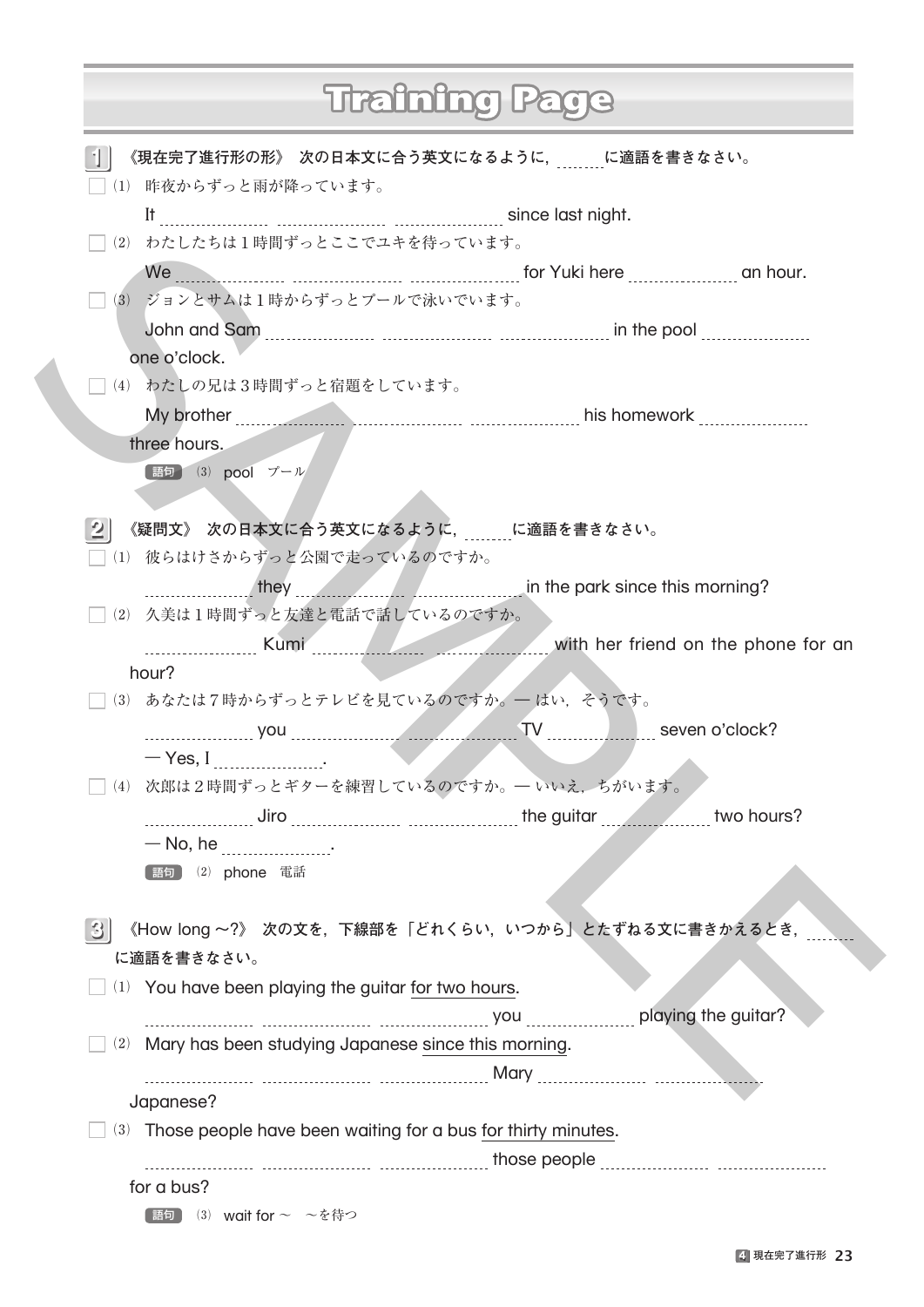# Training Page

## 1 《現在完了進行形の形》 次の日本文に合う英文になるように，＿＿に適語を書きなさい。

□ (1) 昨夜からずっと雨が降っています。

It ＿＿＿＿ ＿＿＿＿ ＿＿＿＿ since last night.

□ (2) わたしたちは１時間ずっとここでユキを待っています。

We ＿＿＿＿ ＿＿＿＿ ＿＿＿＿ for Yuki here ＿＿＿＿ an hour.

□ (3) ジョンとサムは１時からずっとプールで泳いでいます。

John and Sam ＿＿＿＿ ＿＿＿＿ ＿＿＿＿ in the pool ＿＿＿＿ one o'clock.

□ (4) わたしの兄は３時間ずっと宿題をしています。

My brother ＿＿＿＿ ＿＿＿＿ ＿＿＿＿ his homework ＿＿＿＿ three hours.

語句 (3) pool プール

## 2 《疑問文》 次の日本文に合う英文になるように，＿＿に適語を書きなさい。

□ (1) 彼らはけさからずっと公園で走っているのですか。

＿＿＿＿ they ＿＿＿＿ ＿＿＿＿ in the park since this morning?

□ (2) 久美は１時間ずっと友達と電話で話しているのですか。

＿＿＿＿ Kumi ＿＿＿＿ ＿＿＿＿ with her friend on the phone for an hour?

□ (3) あなたは７時からずっとテレビを見ているのですか。— はい，そうです。

＿＿＿＿ you ＿＿＿＿ ＿＿＿＿ TV ＿＿＿＿ seven o'clock?

— Yes, I ＿＿＿＿.

□ (4) 次郎は２時間ずっとギターを練習しているのですか。— いいえ，ちがいます。

＿＿＿＿ Jiro ＿＿＿＿ ＿＿＿＿ the guitar ＿＿＿＿ two hours?

— No, he ＿＿＿＿.

語句 (2) phone 電話

## 3 《How long ～?》 次の文を，下線部を「どれくらい，いつから」とたずねる文に書きかえるとき，＿＿に適語を書きなさい。

□ (1) You have been playing the guitar <u>for two hours</u>.

＿＿＿＿ ＿＿＿＿ ＿＿＿＿ you ＿＿＿＿ playing the guitar?

□ (2) Mary has been studying Japanese <u>since this morning</u>.

＿＿＿＿ ＿＿＿＿ ＿＿＿＿ Mary ＿＿＿＿ ＿＿＿＿ Japanese?

□ (3) Those people have been waiting for a bus <u>for thirty minutes</u>.

＿＿＿＿ ＿＿＿＿ ＿＿＿＿ those people ＿＿＿＿ ＿＿＿＿ for a bus?

語句 (3) wait for ～ ～を待つ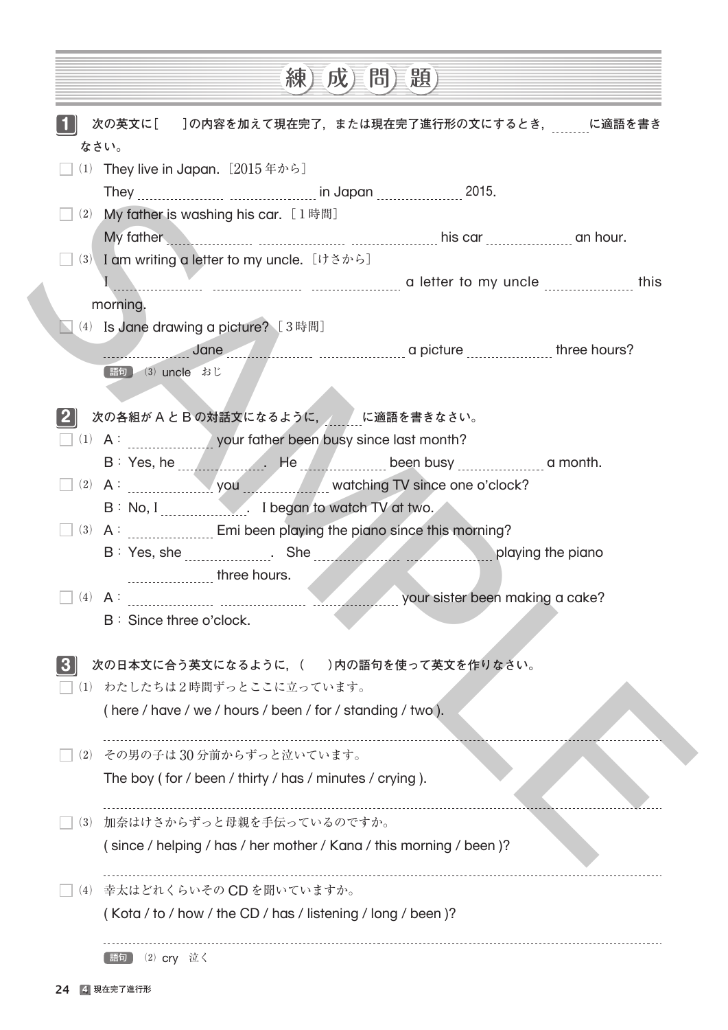# 練成問題

**1** 次の英文に［　］の内容を加えて現在完了，または現在完了進行形の文にするとき，＿＿に適語を書きなさい。

□ (1) They live in Japan.［2015年から］

　They ＿＿＿＿ ＿＿＿＿ in Japan ＿＿＿＿ 2015.

□ (2) My father is washing his car.［1時間］

　My father ＿＿＿＿ ＿＿＿＿ ＿＿＿＿ his car ＿＿＿＿ an hour.

□ (3) I am writing a letter to my uncle.［けさから］

　I ＿＿＿＿ ＿＿＿＿ ＿＿＿＿ a letter to my uncle ＿＿＿＿ this morning.

□ (4) Is Jane drawing a picture?［3時間］

　＿＿＿＿ Jane ＿＿＿＿ ＿＿＿＿ a picture ＿＿＿＿ three hours?

語句　(3) uncle　おじ

**2** 次の各組がAとBの対話文になるように，＿＿に適語を書きなさい。

□ (1) A：＿＿＿＿ your father been busy since last month?

　B：Yes, he ＿＿＿＿. He ＿＿＿＿ been busy ＿＿＿＿ a month.

□ (2) A：＿＿＿＿ you ＿＿＿＿ watching TV since one o'clock?

　B：No, I ＿＿＿＿. I began to watch TV at two.

□ (3) A：＿＿＿＿ Emi been playing the piano since this morning?

　B：Yes, she ＿＿＿＿. She ＿＿＿＿ ＿＿＿＿ playing the piano ＿＿＿＿ three hours.

□ (4) A：＿＿＿＿ ＿＿＿＿ ＿＿＿＿ your sister been making a cake?

　B：Since three o'clock.

**3** 次の日本文に合う英文になるように，(　)内の語句を使って英文を作りなさい。

□ (1) わたしたちは2時間ずっとここに立っています。

　( here / have / we / hours / been / for / standing / two ).

　＿＿＿＿＿＿＿＿＿＿＿＿＿＿＿＿＿＿＿＿＿＿＿＿

□ (2) その男の子は30分前からずっと泣いています。

　The boy ( for / been / thirty / has / minutes / crying ).

　＿＿＿＿＿＿＿＿＿＿＿＿＿＿＿＿＿＿＿＿＿＿＿＿

□ (3) 加奈はけさからずっと母親を手伝っているのですか。

　( since / helping / has / her mother / Kana / this morning / been )?

　＿＿＿＿＿＿＿＿＿＿＿＿＿＿＿＿＿＿＿＿＿＿＿＿

□ (4) 幸太はどれくらいそのCDを聞いていますか。

　( Kota / to / how / the CD / has / listening / long / been )?

　＿＿＿＿＿＿＿＿＿＿＿＿＿＿＿＿＿＿＿＿＿＿＿＿

語句　(2) cry　泣く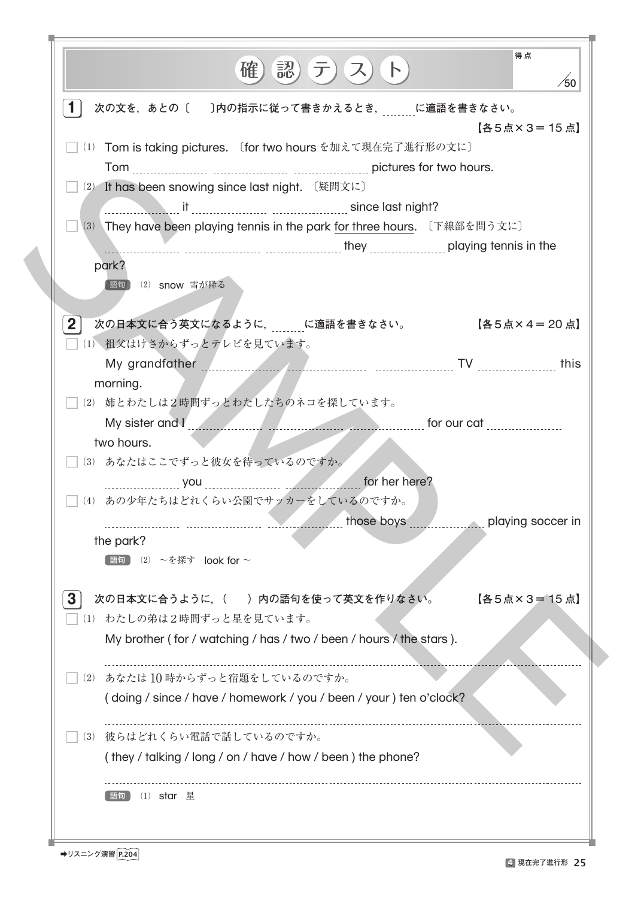# 確認テスト

得点　／50

## 1　次の文を，あとの〔　〕内の指示に従って書きかえるとき，＿＿に適語を書きなさい。

【各5点×3＝15点】

□ (1) Tom is taking pictures. 〔for two hours を加えて現在完了進行形の文に〕

Tom ＿＿＿＿ ＿＿＿＿ ＿＿＿＿ pictures for two hours.

□ (2) It has been snowing since last night. 〔疑問文に〕

＿＿＿＿ it ＿＿＿＿ ＿＿＿＿ since last night?

□ (3) They have been playing tennis in the park for three hours. 〔下線部を問う文に〕

＿＿＿＿ ＿＿＿＿ ＿＿＿＿ they ＿＿＿＿ playing tennis in the park?

語句　(2) snow 雪が降る

## 2　次の日本文に合う英文になるように，＿＿に適語を書きなさい。

【各5点×4＝20点】

□ (1) 祖父はけさからずっとテレビを見ています。

My grandfather ＿＿＿＿ ＿＿＿＿ ＿＿＿＿ TV ＿＿＿＿ this morning.

□ (2) 姉とわたしは2時間ずっとわたしたちのネコを探しています。

My sister and I ＿＿＿＿ ＿＿＿＿ ＿＿＿＿ for our cat ＿＿＿＿ two hours.

□ (3) あなたはここでずっと彼女を待っているのですか。

＿＿＿＿ you ＿＿＿＿ ＿＿＿＿ for her here?

□ (4) あの少年たちはどれくらい公園でサッカーをしているのですか。

＿＿＿＿ ＿＿＿＿ ＿＿＿＿ those boys ＿＿＿＿ playing soccer in the park?

語句　(2) ～を探す look for ～

## 3　次の日本文に合うように，(　) 内の語句を使って英文を作りなさい。

【各5点×3＝15点】

□ (1) わたしの弟は2時間ずっと星を見ています。

My brother ( for / watching / has / two / been / hours / the stars ).

＿＿＿＿＿＿＿＿＿＿＿＿＿＿＿＿＿＿＿＿

□ (2) あなたは10時からずっと宿題をしているのですか。

( doing / since / have / homework / you / been / your ) ten o'clock?

＿＿＿＿＿＿＿＿＿＿＿＿＿＿＿＿＿＿＿＿

□ (3) 彼らはどれくらい電話で話しているのですか。

( they / talking / long / on / have / how / been ) the phone?

＿＿＿＿＿＿＿＿＿＿＿＿＿＿＿＿＿＿＿＿

語句　(1) star 星

➡リスニング演習 P.204